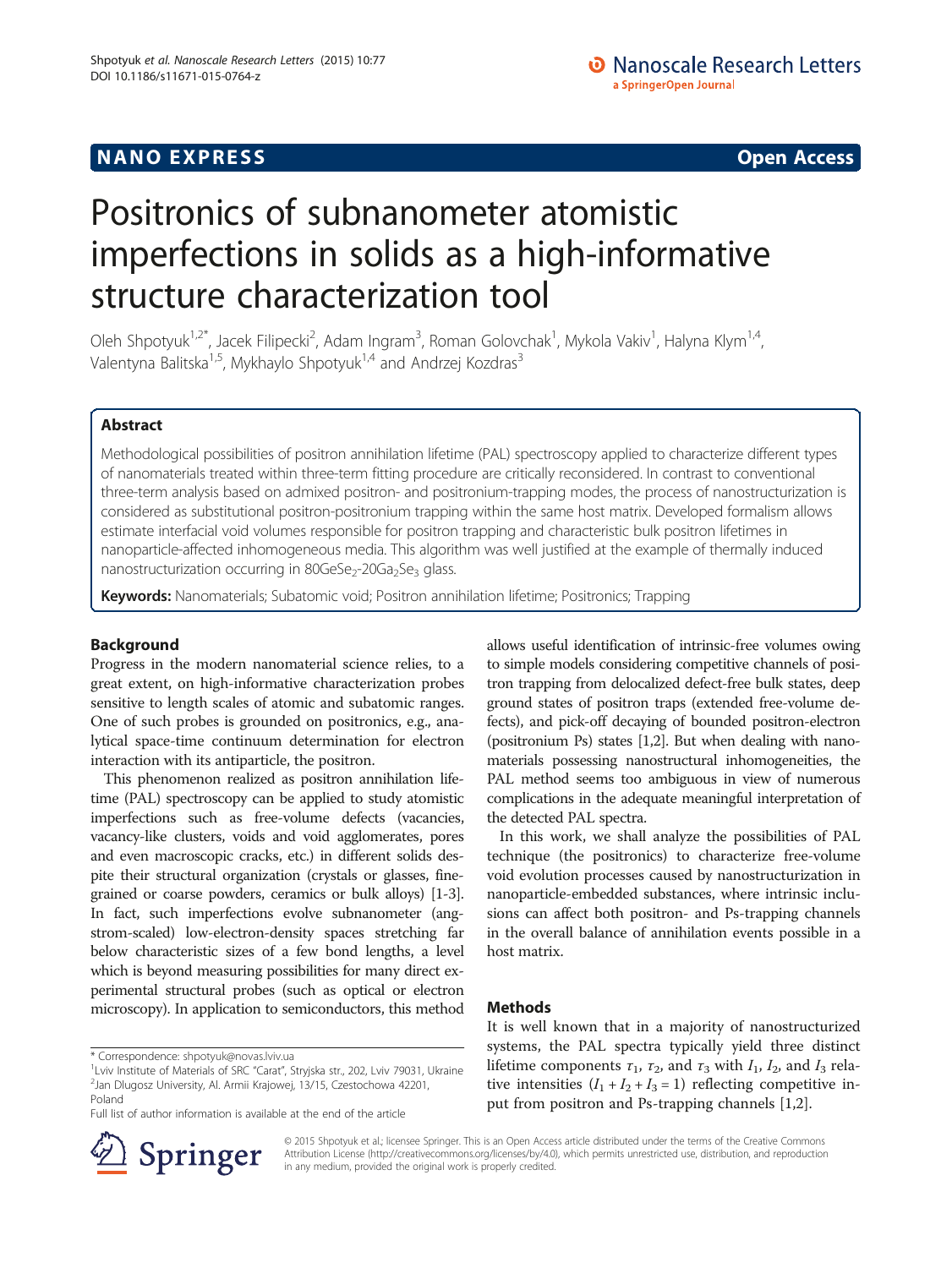**NANO EXPRESS** **Open Access**

# Positronics of subnanometer atomistic imperfections in solids as a high-informative structure characterization tool

Oleh Shpotyuk[1,2*], Jacek Filipecki[2], Adam Ingram[3], Roman Golovchak[1], Mykola Vakiv[1], Halyna Klym[1,4], Valentyna Balitska[1,5], Mykhaylo Shpotyuk[1,4] and Andrzej Kozdras[3]

## Abstract

Methodological possibilities of positron annihilation lifetime (PAL) spectroscopy applied to characterize different types of nanomaterials treated within three-term fitting procedure are critically reconsidered. In contrast to conventional three-term analysis based on admixed positron- and positronium-trapping modes, the process of nanostructurization is considered as substitutional positron-positronium trapping within the same host matrix. Developed formalism allows estimate interfacial void volumes responsible for positron trapping and characteristic bulk positron lifetimes in nanoparticle-affected inhomogeneous media. This algorithm was well justified at the example of thermally induced nanostructurization occurring in $80GeSe_2$-$20Ga_2Se_3$ glass.

**Keywords:** Nanomaterials; Subatomic void; Positron annihilation lifetime; Positronics; Trapping

## Background

Progress in the modern nanomaterial science relies, to a great extent, on high-informative characterization probes sensitive to length scales of atomic and subatomic ranges. One of such probes is grounded on positronics, e.g., analytical space-time continuum determination for electron interaction with its antiparticle, the positron.

This phenomenon realized as positron annihilation lifetime (PAL) spectroscopy can be applied to study atomistic imperfections such as free-volume defects (vacancies, vacancy-like clusters, voids and void agglomerates, pores and even macroscopic cracks, etc.) in different solids despite their structural organization (crystals or glasses, fine-grained or coarse powders, ceramics or bulk alloys) [1-3]. In fact, such imperfections evolve subnanometer (angstrom-scaled) low-electron-density spaces stretching far below characteristic sizes of a few bond lengths, a level which is beyond measuring possibilities for many direct experimental structural probes (such as optical or electron microscopy). In application to semiconductors, this method allows useful identification of intrinsic-free volumes owing to simple models considering competitive channels of positron trapping from delocalized defect-free bulk states, deep ground states of positron traps (extended free-volume defects), and pick-off decaying of bounded positron-electron (positronium Ps) states [1,2]. But when dealing with nanomaterials possessing nanostructural inhomogeneities, the PAL method seems too ambiguous in view of numerous complications in the adequate meaningful interpretation of the detected PAL spectra.

In this work, we shall analyze the possibilities of PAL technique (the positronics) to characterize free-volume void evolution processes caused by nanostructurization in nanoparticle-embedded substances, where intrinsic inclusions can affect both positron- and Ps-trapping channels in the overall balance of annihilation events possible in a host matrix.

## Methods

It is well known that in a majority of nanostructurized systems, the PAL spectra typically yield three distinct lifetime components $\tau_1$, $\tau_2$, and $\tau_3$ with $I_1$, $I_2$, and $I_3$ relative intensities ($I_1 + I_2 + I_3 = 1$) reflecting competitive input from positron and Ps-trapping channels [1,2].

\* Correspondence: shpotyuk@novas.lviv.ua
[1]Lviv Institute of Materials of SRC "Carat", Stryjska str., 202, Lviv 79031, Ukraine
[2]Jan Dlugosz University, Al. Armii Krajowej, 13/15, Czestochowa 42201, Poland
Full list of author information is available at the end of the article

© 2015 Shpotyuk et al.; licensee Springer. This is an Open Access article distributed under the terms of the Creative Commons Attribution License (http://creativecommons.org/licenses/by/4.0), which permits unrestricted use, distribution, and reproduction in any medium, provided the original work is properly credited.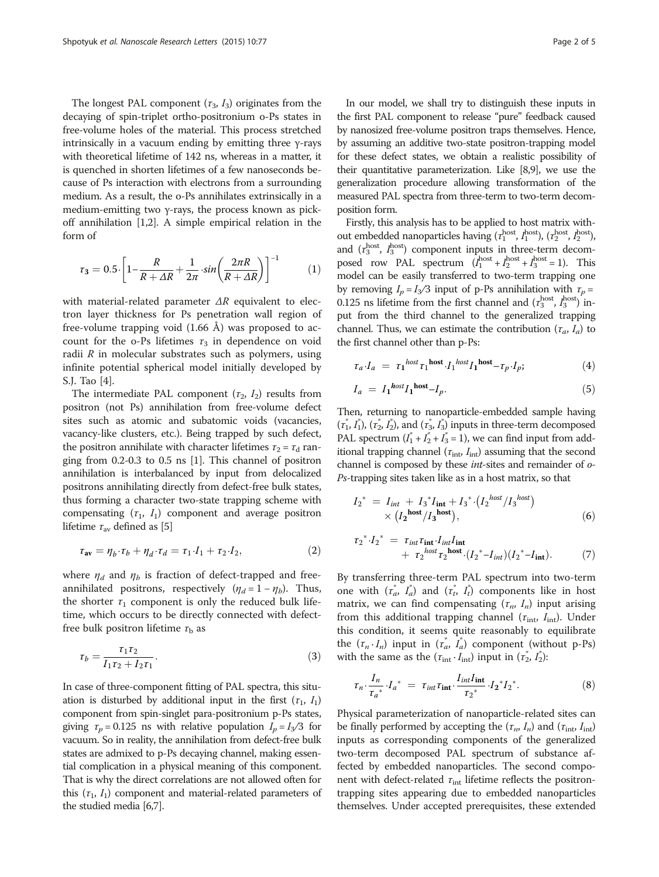The longest PAL component ($\tau_3$, $I_3$) originates from the decaying of spin-triplet ortho-positronium o-Ps states in free-volume holes of the material. This process stretched intrinsically in a vacuum ending by emitting three γ-rays with theoretical lifetime of 142 ns, whereas in a matter, it is quenched in shorten lifetimes of a few nanoseconds because of Ps interaction with electrons from a surrounding medium. As a result, the o-Ps annihilates extrinsically in a medium-emitting two γ-rays, the process known as pick-off annihilation [1,2]. A simple empirical relation in the form of

$$\tau_3 = 0.5 \cdot \left[ 1 - \frac{R}{R + \Delta R} + \frac{1}{2\pi} \cdot \sin\left( \frac{2\pi R}{R + \Delta R} \right) \right]^{-1} \tag{1}$$

with material-related parameter $\Delta R$ equivalent to electron layer thickness for Ps penetration wall region of free-volume trapping void (1.66 Å) was proposed to account for the o-Ps lifetimes $\tau_3$ in dependence on void radii $R$ in molecular substrates such as polymers, using infinite potential spherical model initially developed by S.J. Tao [4].

The intermediate PAL component ($\tau_2$, $I_2$) results from positron (not Ps) annihilation from free-volume defect sites such as atomic and subatomic voids (vacancies, vacancy-like clusters, etc.). Being trapped by such defect, the positron annihilate with character lifetimes $\tau_2 = \tau_d$ ranging from 0.2-0.3 to 0.5 ns [1]. This channel of positron annihilation is interbalanced by input from delocalized positrons annihilating directly from defect-free bulk states, thus forming a character two-state trapping scheme with compensating ($\tau_1$, $I_1$) component and average positron lifetime $\tau_{av}$ defined as [5]

$$\tau_{\mathbf{av}} = \eta_b \cdot \tau_b + \eta_d \cdot \tau_d = \tau_1 \cdot I_1 + \tau_2 \cdot I_2, \tag{2}$$

where $\eta_d$ and $\eta_b$ is fraction of defect-trapped and free-annihilated positrons, respectively ($\eta_d = 1 - \eta_b$). Thus, the shorter $\tau_1$ component is only the reduced bulk lifetime, which occurs to be directly connected with defect-free bulk positron lifetime $\tau_b$ as

$$\tau_b = \frac{\tau_1 \tau_2}{I_1 \tau_2 + I_2 \tau_1}. \tag{3}$$

In case of three-component fitting of PAL spectra, this situation is disturbed by additional input in the first ($\tau_1$, $I_1$) component from spin-singlet para-positronium p-Ps states, giving $\tau_p = 0.125$ ns with relative population $I_p = I_3/3$ for vacuum. So in reality, the annihilation from defect-free bulk states are admixed to p-Ps decaying channel, making essential complication in a physical meaning of this component. That is why the direct correlations are not allowed often for this ($\tau_1$, $I_1$) component and material-related parameters of the studied media [6,7].

In our model, we shall try to distinguish these inputs in the first PAL component to release "pure" feedback caused by nanosized free-volume positron traps themselves. Hence, by assuming an additive two-state positron-trapping model for these defect states, we obtain a realistic possibility of their quantitative parameterization. Like [8,9], we use the generalization procedure allowing transformation of the measured PAL spectra from three-term to two-term decomposition form.

Firstly, this analysis has to be applied to host matrix without embedded nanoparticles having ($\tau_1^{\text{host}}$, $I_1^{\text{host}}$), ($\tau_2^{\text{host}}$, $I_2^{\text{host}}$), and ($\tau_3^{\text{host}}$, $I_3^{\text{host}}$) component inputs in three-term decomposed row PAL spectrum ($I_1^{\text{host}} + I_2^{\text{host}} + I_3^{\text{host}} = 1$). This model can be easily transferred to two-term trapping one by removing $I_p = I_3/3$ input of p-Ps annihilation with $\tau_p = 0.125$ ns lifetime from the first channel and ($\tau_3^{\text{host}}$, $I_3^{\text{host}}$) input from the third channel to the generalized trapping channel. Thus, we can estimate the contribution ($\tau_a$, $I_a$) to the first channel other than p-Ps:

$$\tau_a \cdot I_a = \tau_1^{host} \tau_1^{\mathbf{host}} \cdot I_1^{host} I_1^{\mathbf{host}} - \tau_p \cdot I_p; \tag{4}$$

$$I_a = I_1^{\boldsymbol{host}} I_1^{\mathbf{host}} - I_p. \tag{5}$$

Then, returning to nanoparticle-embedded sample having ($\tau_1^*$, $I_1^*$), ($\tau_2^*$, $I_2^*$), and ($\tau_3^*$, $I_3^*$) inputs in three-term decomposed PAL spectrum ($I_1^* + I_2^* + I_3^* = 1$), we can find input from additional trapping channel ($\tau_{\text{int}}$, $I_{\text{int}}$) assuming that the second channel is composed by these *int*-sites and remainder of *o-Ps*-trapping sites taken like as in a host matrix, so that

$$I_2^* = I_{int} + I_3^* I_{\mathbf{int}} + I_3^* \cdot \left( I_2^{host} / I_3^{host} \right) \times \left( I_2^{\mathbf{host}} / I_3^{\mathbf{host}} \right), \tag{6}$$

$$\tau_2^* \cdot I_2^* = \tau_{int} \tau_{\mathbf{int}} \cdot I_{int} I_{\mathbf{int}} + \tau_2^{host} \tau_2^{\mathbf{host}} \cdot (I_2^* - I_{int})(I_2^* - I_{\mathbf{int}}). \tag{7}$$

By transferring three-term PAL spectrum into two-term one with ($\tau_a^*$, $I_a^*$) and ($\tau_t^*$, $I_t^*$) components like in host matrix, we can find compensating ($\tau_n$, $I_n$) input arising from this additional trapping channel ($\tau_{\text{int}}$, $I_{\text{int}}$). Under this condition, it seems quite reasonably to equilibrate the ($\tau_n \cdot I_n$) input in ($\tau_a^*$, $I_a^*$) component (without p-Ps) with the same as the ($\tau_{\text{int}} \cdot I_{\text{int}}$) input in ($\tau_2^*$, $I_2^*$):

$$\tau_n \cdot \frac{I_n}{\tau_a^*} \cdot I_a^* = \tau_{int} \tau_{\mathbf{int}} \cdot \frac{I_{int} I_{\mathbf{int}}}{\tau_2^*} \cdot I_2^* I_2^*. \tag{8}$$

Physical parameterization of nanoparticle-related sites can be finally performed by accepting the ($\tau_n$, $I_n$) and ($\tau_{\text{int}}$, $I_{\text{int}}$) inputs as corresponding components of the generalized two-term decomposed PAL spectrum of substance affected by embedded nanoparticles. The second component with defect-related $\tau_{\text{int}}$ lifetime reflects the positron-trapping sites appearing due to embedded nanoparticles themselves. Under accepted prerequisites, these extended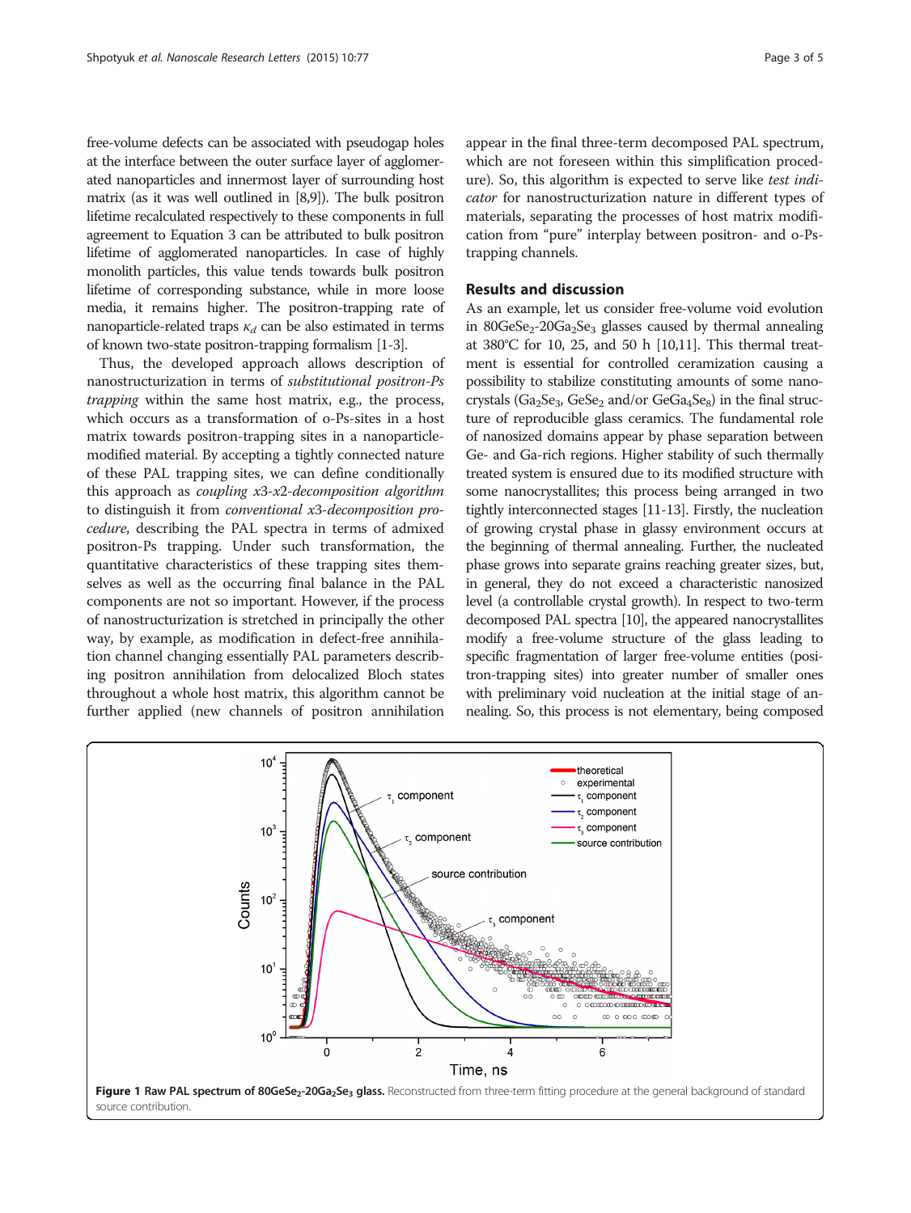free-volume defects can be associated with pseudogap holes at the interface between the outer surface layer of agglomerated nanoparticles and innermost layer of surrounding host matrix (as it was well outlined in [8,9]). The bulk positron lifetime recalculated respectively to these components in full agreement to Equation 3 can be attributed to bulk positron lifetime of agglomerated nanoparticles. In case of highly monolith particles, this value tends towards bulk positron lifetime of corresponding substance, while in more loose media, it remains higher. The positron-trapping rate of nanoparticle-related traps $\kappa_d$ can be also estimated in terms of known two-state positron-trapping formalism [1-3].

Thus, the developed approach allows description of nanostructurization in terms of *substitutional positron-Ps trapping* within the same host matrix, e.g., the process, which occurs as a transformation of o-Ps-sites in a host matrix towards positron-trapping sites in a nanoparticle-modified material. By accepting a tightly connected nature of these PAL trapping sites, we can define conditionally this approach as *coupling x3-x2-decomposition algorithm* to distinguish it from *conventional x3-decomposition procedure*, describing the PAL spectra in terms of admixed positron-Ps trapping. Under such transformation, the quantitative characteristics of these trapping sites themselves as well as the occurring final balance in the PAL components are not so important. However, if the process of nanostructurization is stretched in principally the other way, by example, as modification in defect-free annihilation channel changing essentially PAL parameters describing positron annihilation from delocalized Bloch states throughout a whole host matrix, this algorithm cannot be further applied (new channels of positron annihilation appear in the final three-term decomposed PAL spectrum, which are not foreseen within this simplification procedure). So, this algorithm is expected to serve like *test indicator* for nanostructurization nature in different types of materials, separating the processes of host matrix modification from "pure" interplay between positron- and o-Ps-trapping channels.

## Results and discussion

As an example, let us consider free-volume void evolution in $80GeSe_2$-$20Ga_2Se_3$ glasses caused by thermal annealing at 380°C for 10, 25, and 50 h [10,11]. This thermal treatment is essential for controlled ceramization causing a possibility to stabilize constituting amounts of some nanocrystals ($Ga_2Se_3$, $GeSe_2$ and/or $GeGa_4Se_8$) in the final structure of reproducible glass ceramics. The fundamental role of nanosized domains appear by phase separation between Ge- and Ga-rich regions. Higher stability of such thermally treated system is ensured due to its modified structure with some nanocrystallites; this process being arranged in two tightly interconnected stages [11-13]. Firstly, the nucleation of growing crystal phase in glassy environment occurs at the beginning of thermal annealing. Further, the nucleated phase grows into separate grains reaching greater sizes, but, in general, they do not exceed a characteristic nanosized level (a controllable crystal growth). In respect to two-term decomposed PAL spectra [10], the appeared nanocrystallites modify a free-volume structure of the glass leading to specific fragmentation of larger free-volume entities (positron-trapping sites) into greater number of smaller ones with preliminary void nucleation at the initial stage of annealing. So, this process is not elementary, being composed

**Figure 1 Raw PAL spectrum of $80GeSe_2$-$20Ga_2Se_3$ glass.** Reconstructed from three-term fitting procedure at the general background of standard source contribution.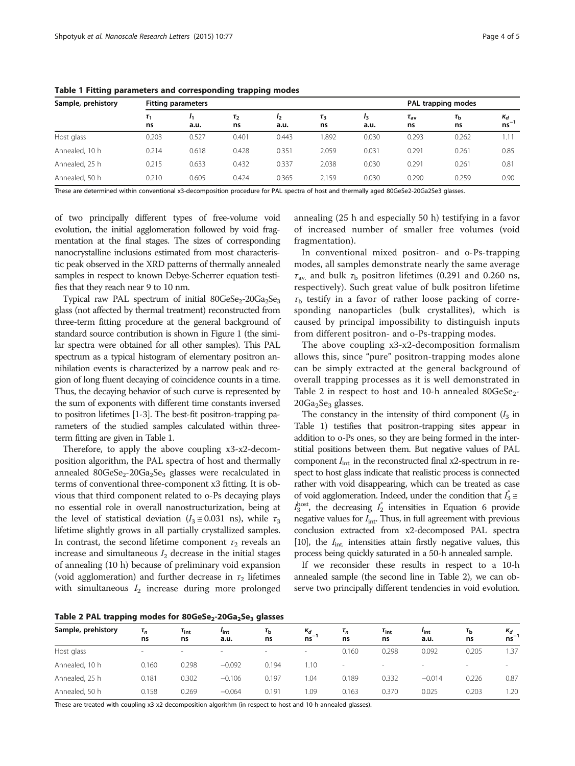**Table 1 Fitting parameters and corresponding trapping modes**

| Sample, prehistory | Fitting parameters | | | | | | PAL trapping modes | | |
|---|---|---|---|---|---|---|---|---|---|
| | $\tau_1$ ns | $I_1$ a.u. | $\tau_2$ ns | $I_2$ a.u. | $\tau_3$ ns | $I_3$ a.u. | $\tau_{av}$ ns | $\tau_b$ ns | $\kappa_d$ $ns^{-1}$ |
| Host glass | 0.203 | 0.527 | 0.401 | 0.443 | 1.892 | 0.030 | 0.293 | 0.262 | 1.11 |
| Annealed, 10 h | 0.214 | 0.618 | 0.428 | 0.351 | 2.059 | 0.031 | 0.291 | 0.261 | 0.85 |
| Annealed, 25 h | 0.215 | 0.633 | 0.432 | 0.337 | 2.038 | 0.030 | 0.291 | 0.261 | 0.81 |
| Annealed, 50 h | 0.210 | 0.605 | 0.424 | 0.365 | 2.159 | 0.030 | 0.290 | 0.259 | 0.90 |

These are determined within conventional x3-decomposition procedure for PAL spectra of host and thermally aged 80GeSe2-20Ga2Se3 glasses.

of two principally different types of free-volume void evolution, the initial agglomeration followed by void fragmentation at the final stages. The sizes of corresponding nanocrystalline inclusions estimated from most characteristic peak observed in the XRD patterns of thermally annealed samples in respect to known Debye-Scherrer equation testifies that they reach near 9 to 10 nm.

Typical raw PAL spectrum of initial $80GeSe_2$-$20Ga_2Se_3$ glass (not affected by thermal treatment) reconstructed from three-term fitting procedure at the general background of standard source contribution is shown in Figure 1 (the similar spectra were obtained for all other samples). This PAL spectrum as a typical histogram of elementary positron annihilation events is characterized by a narrow peak and region of long fluent decaying of coincidence counts in a time. Thus, the decaying behavior of such curve is represented by the sum of exponents with different time constants inversed to positron lifetimes [1-3]. The best-fit positron-trapping parameters of the studied samples calculated within three-term fitting are given in Table 1.

Therefore, to apply the above coupling x3-x2-decomposition algorithm, the PAL spectra of host and thermally annealed $80GeSe_2$-$20Ga_2Se_3$ glasses were recalculated in terms of conventional three-component x3 fitting. It is obvious that third component related to o-Ps decaying plays no essential role in overall nanostructurization, being at the level of statistical deviation ($I_3 \cong 0.031$ ns), while $\tau_3$ lifetime slightly grows in all partially crystallized samples. In contrast, the second lifetime component $\tau_2$ reveals an increase and simultaneous $I_2$ decrease in the initial stages of annealing (10 h) because of preliminary void expansion (void agglomeration) and further decrease in $\tau_2$ lifetimes with simultaneous $I_2$ increase during more prolonged annealing (25 h and especially 50 h) testifying in a favor of increased number of smaller free volumes (void fragmentation).

In conventional mixed positron- and o-Ps-trapping modes, all samples demonstrate nearly the same average $\tau_{av.}$ and bulk $\tau_b$ positron lifetimes (0.291 and 0.260 ns, respectively). Such great value of bulk positron lifetime $\tau_b$ testify in a favor of rather loose packing of corresponding nanoparticles (bulk crystallites), which is caused by principal impossibility to distinguish inputs from different positron- and o-Ps-trapping modes.

The above coupling x3-x2-decomposition formalism allows this, since "pure" positron-trapping modes alone can be simply extracted at the general background of overall trapping processes as it is well demonstrated in Table 2 in respect to host and 10-h annealed $80GeSe_2$-$20Ga_2Se_3$ glasses.

The constancy in the intensity of third component ($I_3$ in Table 1) testifies that positron-trapping sites appear in addition to o-Ps ones, so they are being formed in the interstitial positions between them. But negative values of PAL component $I_{int.}$ in the reconstructed final x2-spectrum in respect to host glass indicate that realistic process is connected rather with void disappearing, which can be treated as case of void agglomeration. Indeed, under the condition that $I_3^* \cong I_3^{host}$, the decreasing $I_2^*$ intensities in Equation 6 provide negative values for $I_{int}$. Thus, in full agreement with previous conclusion extracted from x2-decomposed PAL spectra [10], the $I_{int.}$ intensities attain firstly negative values, this process being quickly saturated in a 50-h annealed sample.

If we reconsider these results in respect to a 10-h annealed sample (the second line in Table 2), we can observe two principally different tendencies in void evolution.

**Table 2 PAL trapping modes for $80GeSe_2$-$20Ga_2Se_3$ glasses**

| Sample, prehistory | $\tau_n$ ns | $\tau_{int}$ ns | $I_{int}$ a.u. | $\tau_b$ ns | $\kappa_d$ $ns^{-1}$ | $\tau_n$ ns | $\tau_{int}$ ns | $I_{int}$ a.u. | $\tau_b$ ns | $\kappa_d$ $ns^{-1}$ |
|---|---|---|---|---|---|---|---|---|---|---|
| Host glass | - | - | - | - | - | 0.160 | 0.298 | 0.092 | 0.205 | 1.37 |
| Annealed, 10 h | 0.160 | 0.298 | −0.092 | 0.194 | 1.10 | - | - | - | - | - |
| Annealed, 25 h | 0.181 | 0.302 | −0.106 | 0.197 | 1.04 | 0.189 | 0.332 | −0.014 | 0.226 | 0.87 |
| Annealed, 50 h | 0.158 | 0.269 | −0.064 | 0.191 | 1.09 | 0.163 | 0.370 | 0.025 | 0.203 | 1.20 |

These are treated with coupling x3-x2-decomposition algorithm (in respect to host and 10-h-annealed glasses).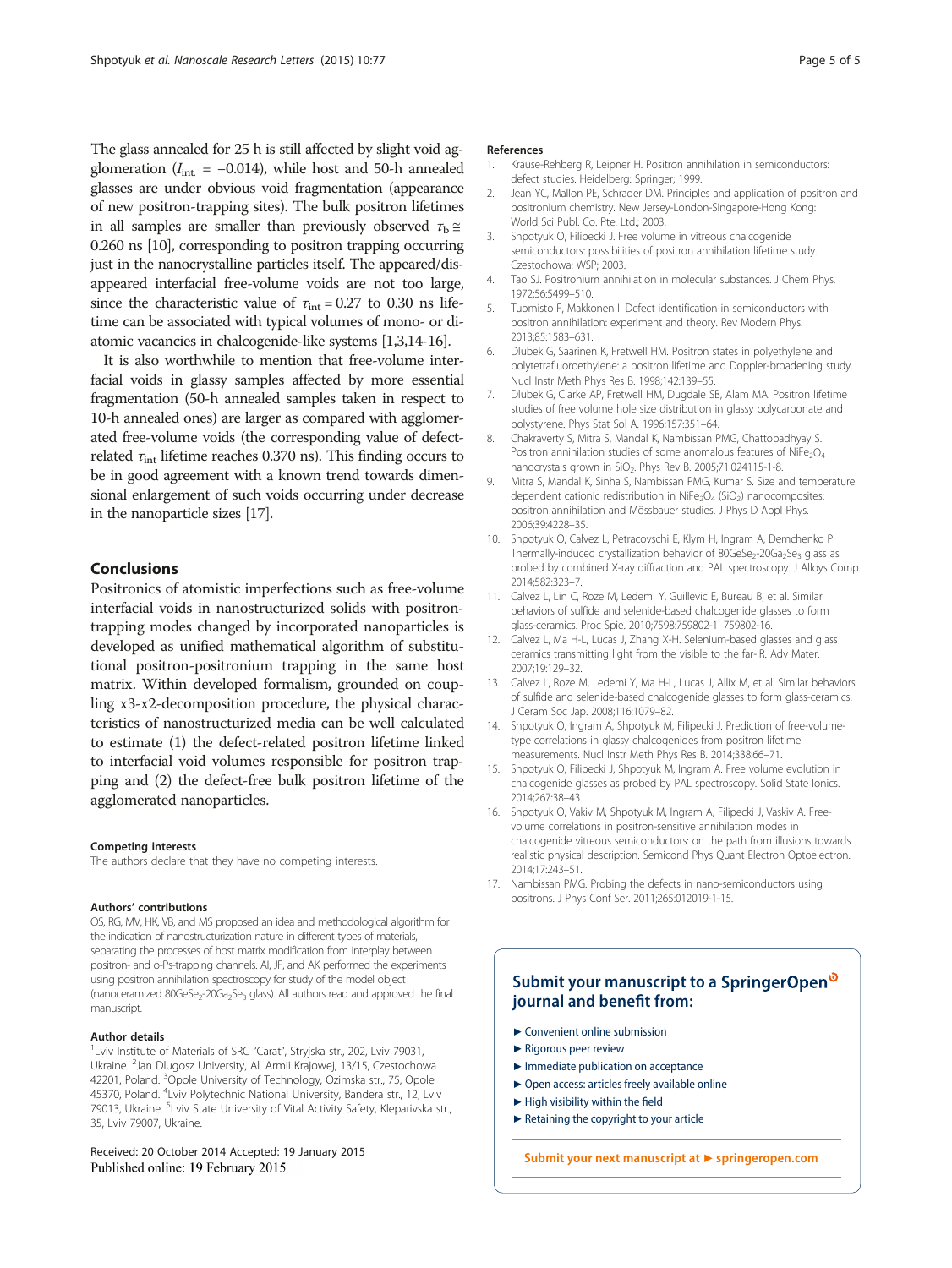The glass annealed for 25 h is still affected by slight void agglomeration ($I_{int.}$ = −0.014), while host and 50-h annealed glasses are under obvious void fragmentation (appearance of new positron-trapping sites). The bulk positron lifetimes in all samples are smaller than previously observed $\tau_b \cong$ 0.260 ns [10], corresponding to positron trapping occurring just in the nanocrystalline particles itself. The appeared/disappeared interfacial free-volume voids are not too large, since the characteristic value of $\tau_{int}$ = 0.27 to 0.30 ns lifetime can be associated with typical volumes of mono- or diatomic vacancies in chalcogenide-like systems [1,3,14-16].

It is also worthwhile to mention that free-volume interfacial voids in glassy samples affected by more essential fragmentation (50-h annealed samples taken in respect to 10-h annealed ones) are larger as compared with agglomerated free-volume voids (the corresponding value of defect-related $\tau_{int}$ lifetime reaches 0.370 ns). This finding occurs to be in good agreement with a known trend towards dimensional enlargement of such voids occurring under decrease in the nanoparticle sizes [17].

## Conclusions

Positronics of atomistic imperfections such as free-volume interfacial voids in nanostructurized solids with positron-trapping modes changed by incorporated nanoparticles is developed as unified mathematical algorithm of substitutional positron-positronium trapping in the same host matrix. Within developed formalism, grounded on coupling x3-x2-decomposition procedure, the physical characteristics of nanostructurized media can be well calculated to estimate (1) the defect-related positron lifetime linked to interfacial void volumes responsible for positron trapping and (2) the defect-free bulk positron lifetime of the agglomerated nanoparticles.

#### Competing interests

The authors declare that they have no competing interests.

#### Authors' contributions

OS, RG, MV, HK, VB, and MS proposed an idea and methodological algorithm for the indication of nanostructurization nature in different types of materials, separating the processes of host matrix modification from interplay between positron- and o-Ps-trapping channels. AI, JF, and AK performed the experiments using positron annihilation spectroscopy for study of the model object (nanoceramized $80GeSe_2$-$20Ga_2Se_3$ glass). All authors read and approved the final manuscript.

#### Author details

[1]Lviv Institute of Materials of SRC "Carat", Stryjska str., 202, Lviv 79031, Ukraine. [2]Jan Dlugosz University, Al. Armii Krajowej, 13/15, Czestochowa 42201, Poland. [3]Opole University of Technology, Ozimska str., 75, Opole 45370, Poland. [4]Lviv Polytechnic National University, Bandera str., 12, Lviv 79013, Ukraine. [5]Lviv State University of Vital Activity Safety, Kleparivska str., 35, Lviv 79007, Ukraine.

Received: 20 October 2014 Accepted: 19 January 2015
Published online: 19 February 2015

#### References

1. Krause-Rehberg R, Leipner H. Positron annihilation in semiconductors: defect studies. Heidelberg: Springer; 1999.
2. Jean YC, Mallon PE, Schrader DM. Principles and application of positron and positronium chemistry. New Jersey-London-Singapore-Hong Kong: World Sci Publ. Co. Pte. Ltd.; 2003.
3. Shpotyuk O, Filipecki J. Free volume in vitreous chalcogenide semiconductors: possibilities of positron annihilation lifetime study. Czestochowa: WSP; 2003.
4. Tao SJ. Positronium annihilation in molecular substances. J Chem Phys. 1972;56:5499–510.
5. Tuomisto F, Makkonen I. Defect identification in semiconductors with positron annihilation: experiment and theory. Rev Modern Phys. 2013;85:1583–631.
6. Dlubek G, Saarinen K, Fretwell HM. Positron states in polyethylene and polytetrafluoroethylene: a positron lifetime and Doppler-broadening study. Nucl Instr Meth Phys Res B. 1998;142:139–55.
7. Dlubek G, Clarke AP, Fretwell HM, Dugdale SB, Alam MA. Positron lifetime studies of free volume hole size distribution in glassy polycarbonate and polystyrene. Phys Stat Sol A. 1996;157:351–64.
8. Chakraverty S, Mitra S, Mandal K, Nambissan PMG, Chattopadhyay S. Positron annihilation studies of some anomalous features of $NiFe_2O_4$ nanocrystals grown in $SiO_2$. Phys Rev B. 2005;71:024115-1-8.
9. Mitra S, Mandal K, Sinha S, Nambissan PMG, Kumar S. Size and temperature dependent cationic redistribution in $NiFe_2O_4$ ($SiO_2$) nanocomposites: positron annihilation and Mössbauer studies. J Phys D Appl Phys. 2006;39:4228–35.
10. Shpotyuk O, Calvez L, Petracovschi E, Klym H, Ingram A, Demchenko P. Thermally-induced crystallization behavior of $80GeSe_2$-$20Ga_2Se_3$ glass as probed by combined X-ray diffraction and PAL spectroscopy. J Alloys Comp. 2014;582:323–7.
11. Calvez L, Lin C, Roze M, Ledemi Y, Guillevic E, Bureau B, et al. Similar behaviors of sulfide and selenide-based chalcogenide glasses to form glass-ceramics. Proc Spie. 2010;7598:759802-1–759802-16.
12. Calvez L, Ma H-L, Lucas J, Zhang X-H. Selenium-based glasses and glass ceramics transmitting light from the visible to the far-IR. Adv Mater. 2007;19:129–32.
13. Calvez L, Roze M, Ledemi Y, Ma H-L, Lucas J, Allix M, et al. Similar behaviors of sulfide and selenide-based chalcogenide glasses to form glass-ceramics. J Ceram Soc Jap. 2008;116:1079–82.
14. Shpotyuk O, Ingram A, Shpotyuk M, Filipecki J. Prediction of free-volume-type correlations in glassy chalcogenides from positron lifetime measurements. Nucl Instr Meth Phys Res B. 2014;338:66–71.
15. Shpotyuk O, Filipecki J, Shpotyuk M, Ingram A. Free volume evolution in chalcogenide glasses as probed by PAL spectroscopy. Solid State Ionics. 2014;267:38–43.
16. Shpotyuk O, Vakiv M, Shpotyuk M, Ingram A, Filipecki J, Vaskiv A. Free-volume correlations in positron-sensitive annihilation modes in chalcogenide vitreous semiconductors: on the path from illusions towards realistic physical description. Semicond Phys Quant Electron Optoelectron. 2014;17:243–51.
17. Nambissan PMG. Probing the defects in nano-semiconductors using positrons. J Phys Conf Ser. 2011;265:012019-1-15.

**Submit your manuscript to a SpringerOpen journal and benefit from:**

- ► Convenient online submission
- ► Rigorous peer review
- ► Immediate publication on acceptance
- ► Open access: articles freely available online
- ► High visibility within the field
- ► Retaining the copyright to your article

**Submit your next manuscript at ► springeropen.com**